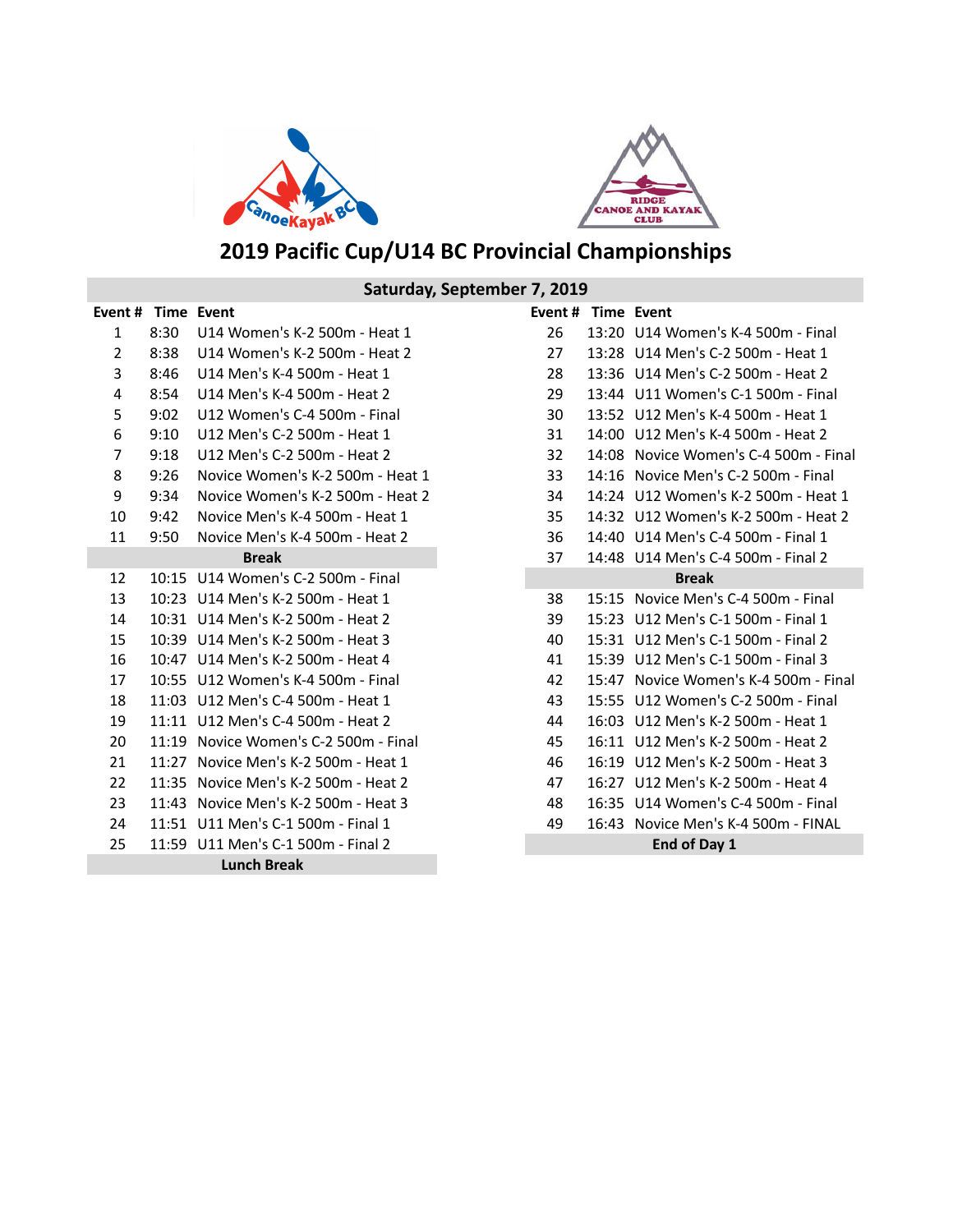# 2019 Pacific Cup/U14 BC Provincial Championships

## Saturday, September 7, 2019

| Event # | Time | Event |
|---|---|---|
| 1 | 8:30 | U14 Women's K-2 500m - Heat 1 |
| 2 | 8:38 | U14 Women's K-2 500m - Heat 2 |
| 3 | 8:46 | U14 Men's K-4 500m - Heat 1 |
| 4 | 8:54 | U14 Men's K-4 500m - Heat 2 |
| 5 | 9:02 | U12 Women's C-4 500m - Final |
| 6 | 9:10 | U12 Men's C-2 500m - Heat 1 |
| 7 | 9:18 | U12 Men's C-2 500m - Heat 2 |
| 8 | 9:26 | Novice Women's K-2 500m - Heat 1 |
| 9 | 9:34 | Novice Women's K-2 500m - Heat 2 |
| 10 | 9:42 | Novice Men's K-4 500m - Heat 1 |
| 11 | 9:50 | Novice Men's K-4 500m - Heat 2 |
| | | **Break** |
| 12 | 10:15 | U14 Women's C-2 500m - Final |
| 13 | 10:23 | U14 Men's K-2 500m - Heat 1 |
| 14 | 10:31 | U14 Men's K-2 500m - Heat 2 |
| 15 | 10:39 | U14 Men's K-2 500m - Heat 3 |
| 16 | 10:47 | U14 Men's K-2 500m - Heat 4 |
| 17 | 10:55 | U12 Women's K-4 500m - Final |
| 18 | 11:03 | U12 Men's C-4 500m - Heat 1 |
| 19 | 11:11 | U12 Men's C-4 500m - Heat 2 |
| 20 | 11:19 | Novice Women's C-2 500m - Final |
| 21 | 11:27 | Novice Men's K-2 500m - Heat 1 |
| 22 | 11:35 | Novice Men's K-2 500m - Heat 2 |
| 23 | 11:43 | Novice Men's K-2 500m - Heat 3 |
| 24 | 11:51 | U11 Men's C-1 500m - Final 1 |
| 25 | 11:59 | U11 Men's C-1 500m - Final 2 |
| | | **Lunch Break** |
| 26 | 13:20 | U14 Women's K-4 500m - Final |
| 27 | 13:28 | U14 Men's C-2 500m - Heat 1 |
| 28 | 13:36 | U14 Men's C-2 500m - Heat 2 |
| 29 | 13:44 | U11 Women's C-1 500m - Final |
| 30 | 13:52 | U12 Men's K-4 500m - Heat 1 |
| 31 | 14:00 | U12 Men's K-4 500m - Heat 2 |
| 32 | 14:08 | Novice Women's C-4 500m - Final |
| 33 | 14:16 | Novice Men's C-2 500m - Final |
| 34 | 14:24 | U12 Women's K-2 500m - Heat 1 |
| 35 | 14:32 | U12 Women's K-2 500m - Heat 2 |
| 36 | 14:40 | U14 Men's C-4 500m - Final 1 |
| 37 | 14:48 | U14 Men's C-4 500m - Final 2 |
| | | **Break** |
| 38 | 15:15 | Novice Men's C-4 500m - Final |
| 39 | 15:23 | U12 Men's C-1 500m - Final 1 |
| 40 | 15:31 | U12 Men's C-1 500m - Final 2 |
| 41 | 15:39 | U12 Men's C-1 500m - Final 3 |
| 42 | 15:47 | Novice Women's K-4 500m - Final |
| 43 | 15:55 | U12 Women's C-2 500m - Final |
| 44 | 16:03 | U12 Men's K-2 500m - Heat 1 |
| 45 | 16:11 | U12 Men's K-2 500m - Heat 2 |
| 46 | 16:19 | U12 Men's K-2 500m - Heat 3 |
| 47 | 16:27 | U12 Men's K-2 500m - Heat 4 |
| 48 | 16:35 | U14 Women's C-4 500m - Final |
| 49 | 16:43 | Novice Men's K-4 500m - FINAL |
| | | **End of Day 1** |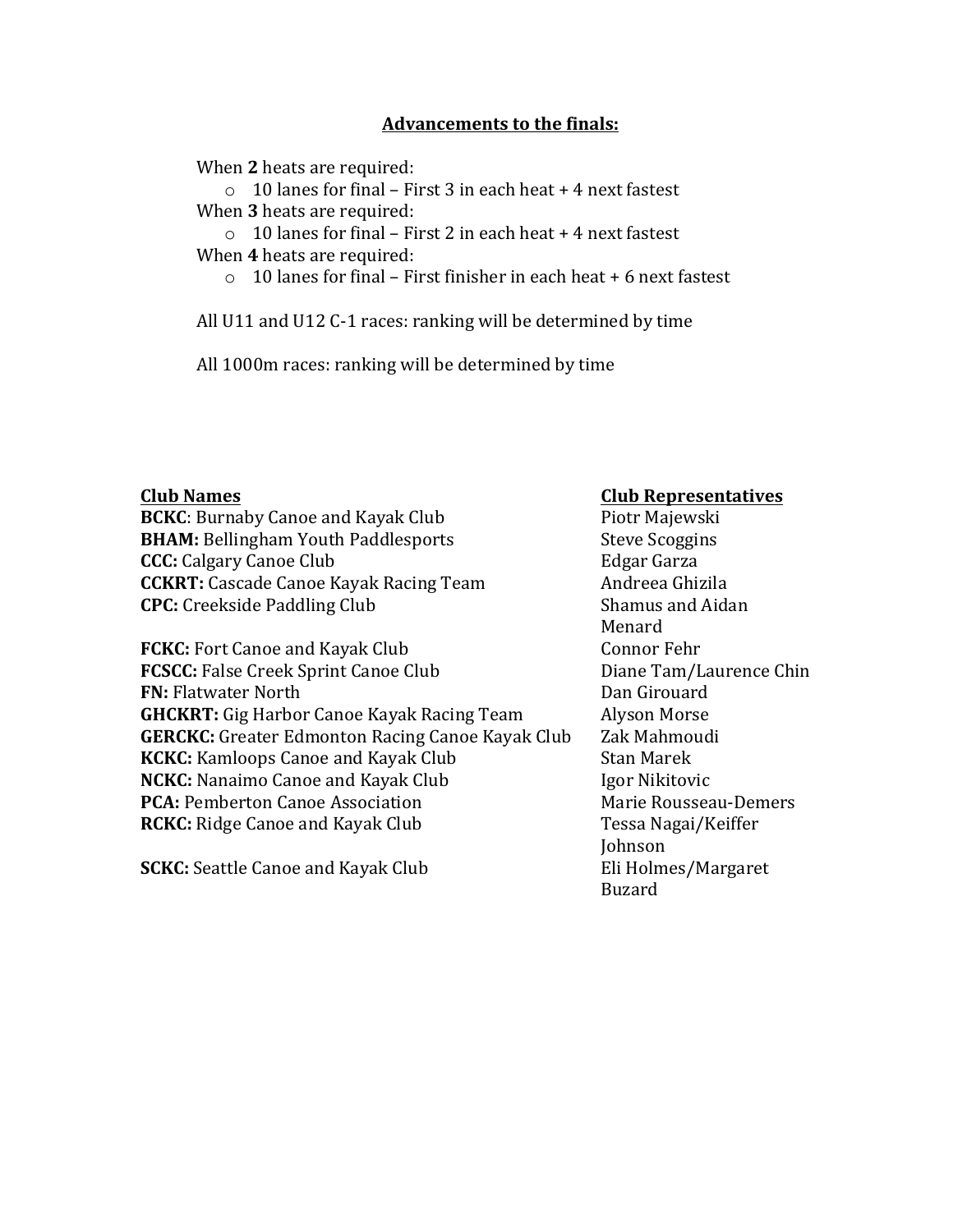## Advancements to the finals:

When **2** heats are required:

- 10 lanes for final – First 3 in each heat + 4 next fastest

When **3** heats are required:

- 10 lanes for final – First 2 in each heat + 4 next fastest

When **4** heats are required:

- 10 lanes for final – First finisher in each heat + 6 next fastest

All U11 and U12 C-1 races: ranking will be determined by time

All 1000m races: ranking will be determined by time

| Club Names | Club Representatives |
| --- | --- |
| **BCKC**: Burnaby Canoe and Kayak Club | Piotr Majewski |
| **BHAM:** Bellingham Youth Paddlesports | Steve Scoggins |
| **CCC:** Calgary Canoe Club | Edgar Garza |
| **CCKRT:** Cascade Canoe Kayak Racing Team | Andreea Ghizila |
| **CPC:** Creekside Paddling Club | Shamus and Aidan Menard |
| **FCKC:** Fort Canoe and Kayak Club | Connor Fehr |
| **FCSCC:** False Creek Sprint Canoe Club | Diane Tam/Laurence Chin |
| **FN:** Flatwater North | Dan Girouard |
| **GHCKRT:** Gig Harbor Canoe Kayak Racing Team | Alyson Morse |
| **GERCKC:** Greater Edmonton Racing Canoe Kayak Club | Zak Mahmoudi |
| **KCKC:** Kamloops Canoe and Kayak Club | Stan Marek |
| **NCKC:** Nanaimo Canoe and Kayak Club | Igor Nikitovic |
| **PCA:** Pemberton Canoe Association | Marie Rousseau-Demers |
| **RCKC:** Ridge Canoe and Kayak Club | Tessa Nagai/Keiffer Johnson |
| **SCKC:** Seattle Canoe and Kayak Club | Eli Holmes/Margaret Buzard |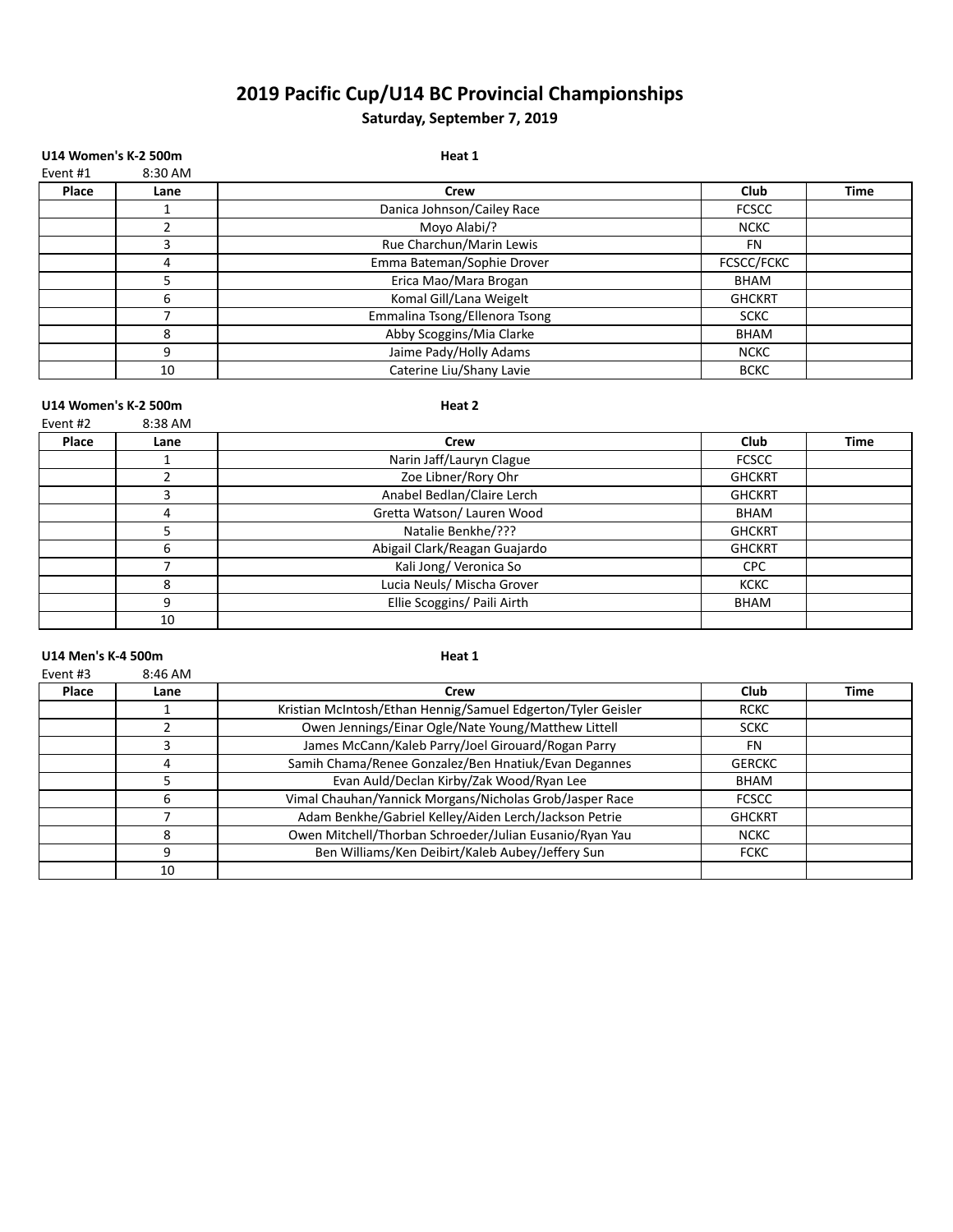# 2019 Pacific Cup/U14 BC Provincial Championships

## Saturday, September 7, 2019

**U14 Women's K-2 500m** — **Heat 1**

Event #1 — 8:30 AM

| Place | Lane | Crew | Club | Time |
|---|---|---|---|---|
| | 1 | Danica Johnson/Cailey Race | FCSCC | |
| | 2 | Moyo Alabi/? | NCKC | |
| | 3 | Rue Charchun/Marin Lewis | FN | |
| | 4 | Emma Bateman/Sophie Drover | FCSCC/FCKC | |
| | 5 | Erica Mao/Mara Brogan | BHAM | |
| | 6 | Komal Gill/Lana Weigelt | GHCKRT | |
| | 7 | Emmalina Tsong/Ellenora Tsong | SCKC | |
| | 8 | Abby Scoggins/Mia Clarke | BHAM | |
| | 9 | Jaime Pady/Holly Adams | NCKC | |
| | 10 | Caterine Liu/Shany Lavie | BCKC | |

**U14 Women's K-2 500m** — **Heat 2**

Event #2 — 8:38 AM

| Place | Lane | Crew | Club | Time |
|---|---|---|---|---|
| | 1 | Narin Jaff/Lauryn Clague | FCSCC | |
| | 2 | Zoe Libner/Rory Ohr | GHCKRT | |
| | 3 | Anabel Bedlan/Claire Lerch | GHCKRT | |
| | 4 | Gretta Watson/ Lauren Wood | BHAM | |
| | 5 | Natalie Benkhe/??? | GHCKRT | |
| | 6 | Abigail Clark/Reagan Guajardo | GHCKRT | |
| | 7 | Kali Jong/ Veronica So | CPC | |
| | 8 | Lucia Neuls/ Mischa Grover | KCKC | |
| | 9 | Ellie Scoggins/ Paili Airth | BHAM | |
| | 10 | | | |

**U14 Men's K-4 500m** — **Heat 1**

Event #3 — 8:46 AM

| Place | Lane | Crew | Club | Time |
|---|---|---|---|---|
| | 1 | Kristian McIntosh/Ethan Hennig/Samuel Edgerton/Tyler Geisler | RCKC | |
| | 2 | Owen Jennings/Einar Ogle/Nate Young/Matthew Littell | SCKC | |
| | 3 | James McCann/Kaleb Parry/Joel Girouard/Rogan Parry | FN | |
| | 4 | Samih Chama/Renee Gonzalez/Ben Hnatiuk/Evan Degannes | GERCKC | |
| | 5 | Evan Auld/Declan Kirby/Zak Wood/Ryan Lee | BHAM | |
| | 6 | Vimal Chauhan/Yannick Morgans/Nicholas Grob/Jasper Race | FCSCC | |
| | 7 | Adam Benkhe/Gabriel Kelley/Aiden Lerch/Jackson Petrie | GHCKRT | |
| | 8 | Owen Mitchell/Thorban Schroeder/Julian Eusanio/Ryan Yau | NCKC | |
| | 9 | Ben Williams/Ken Deibirt/Kaleb Aubey/Jeffery Sun | FCKC | |
| | 10 | | | |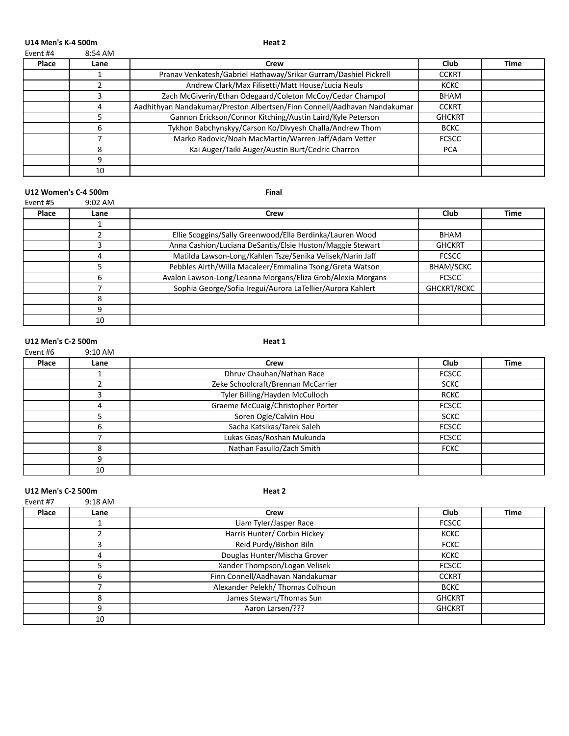**U14 Men's K-4 500m** **Heat 2**

Event #4 8:54 AM

| Place | Lane | Crew | Club | Time |
| --- | --- | --- | --- | --- |
| | 1 | Pranav Venkatesh/Gabriel Hathaway/Srikar Gurram/Dashiel Pickrell | CCKRT | |
| | 2 | Andrew Clark/Max Filisetti/Matt House/Lucia Neuls | KCKC | |
| | 3 | Zach McGiverin/Ethan Odegaard/Coleton McCoy/Cedar Champol | BHAM | |
| | 4 | Aadhithyan Nandakumar/Preston Albertsen/Finn Connell/Aadhavan Nandakumar | CCKRT | |
| | 5 | Gannon Erickson/Connor Kitching/Austin Laird/Kyle Peterson | GHCKRT | |
| | 6 | Tykhon Babchynskyy/Carson Ko/Divyesh Challa/Andrew Thom | BCKC | |
| | 7 | Marko Radovic/Noah MacMartin/Warren Jaff/Adam Vetter | FCSCC | |
| | 8 | Kai Auger/Taiki Auger/Austin Burt/Cedric Charron | PCA | |
| | 9 | | | |
| | 10 | | | |

**U12 Women's C-4 500m** **Final**

Event #5 9:02 AM

| Place | Lane | Crew | Club | Time |
| --- | --- | --- | --- | --- |
| | 1 | | | |
| | 2 | Ellie Scoggins/Sally Greenwood/Ella Berdinka/Lauren Wood | BHAM | |
| | 3 | Anna Cashion/Luciana DeSantis/Elsie Huston/Maggie Stewart | GHCKRT | |
| | 4 | Matilda Lawson-Long/Kahlen Tsze/Senika Velisek/Narin Jaff | FCSCC | |
| | 5 | Pebbles Airth/Willa Macaleer/Emmalina Tsong/Greta Watson | BHAM/SCKC | |
| | 6 | Avalon Lawson-Long/Leanna Morgans/Eliza Grob/Alexia Morgans | FCSCC | |
| | 7 | Sophia George/Sofia Iregui/Aurora LaTellier/Aurora Kahlert | GHCKRT/RCKC | |
| | 8 | | | |
| | 9 | | | |
| | 10 | | | |

**U12 Men's C-2 500m** **Heat 1**

Event #6 9:10 AM

| Place | Lane | Crew | Club | Time |
| --- | --- | --- | --- | --- |
| | 1 | Dhruv Chauhan/Nathan Race | FCSCC | |
| | 2 | Zeke Schoolcraft/Brennan McCarrier | SCKC | |
| | 3 | Tyler Billing/Hayden McCulloch | RCKC | |
| | 4 | Graeme McCuaig/Christopher Porter | FCSCC | |
| | 5 | Soren Ogle/Calviin Hou | SCKC | |
| | 6 | Sacha Katsikas/Tarek Saleh | FCSCC | |
| | 7 | Lukas Goas/Roshan Mukunda | FCSCC | |
| | 8 | Nathan Fasullo/Zach Smith | FCKC | |
| | 9 | | | |
| | 10 | | | |

**U12 Men's C-2 500m** **Heat 2**

Event #7 9:18 AM

| Place | Lane | Crew | Club | Time |
| --- | --- | --- | --- | --- |
| | 1 | Liam Tyler/Jasper Race | FCSCC | |
| | 2 | Harris Hunter/ Corbin Hickey | KCKC | |
| | 3 | Reid Purdy/Bishon Biln | FCKC | |
| | 4 | Douglas Hunter/Mischa Grover | KCKC | |
| | 5 | Xander Thompson/Logan Velisek | FCSCC | |
| | 6 | Finn Connell/Aadhavan Nandakumar | CCKRT | |
| | 7 | Alexander Pelekh/ Thomas Colhoun | BCKC | |
| | 8 | James Stewart/Thomas Sun | GHCKRT | |
| | 9 | Aaron Larsen/??? | GHCKRT | |
| | 10 | | | |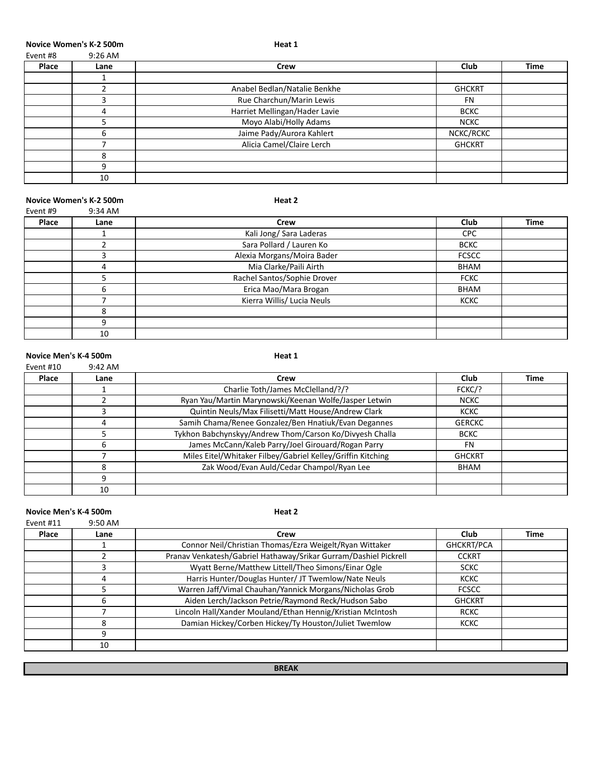**Novice Women's K-2 500m** **Heat 1**

Event #8 9:26 AM

| Place | Lane | Crew | Club | Time |
|---|---|---|---|---|
| | 1 | | | |
| | 2 | Anabel Bedlan/Natalie Benkhe | GHCKRT | |
| | 3 | Rue Charchun/Marin Lewis | FN | |
| | 4 | Harriet Mellingan/Hader Lavie | BCKC | |
| | 5 | Moyo Alabi/Holly Adams | NCKC | |
| | 6 | Jaime Pady/Aurora Kahlert | NCKC/RCKC | |
| | 7 | Alicia Camel/Claire Lerch | GHCKRT | |
| | 8 | | | |
| | 9 | | | |
| | 10 | | | |

**Novice Women's K-2 500m** **Heat 2**

Event #9 9:34 AM

| Place | Lane | Crew | Club | Time |
|---|---|---|---|---|
| | 1 | Kali Jong/ Sara Laderas | CPC | |
| | 2 | Sara Pollard / Lauren Ko | BCKC | |
| | 3 | Alexia Morgans/Moira Bader | FCSCC | |
| | 4 | Mia Clarke/Paili Airth | BHAM | |
| | 5 | Rachel Santos/Sophie Drover | FCKC | |
| | 6 | Erica Mao/Mara Brogan | BHAM | |
| | 7 | Kierra Willis/ Lucia Neuls | KCKC | |
| | 8 | | | |
| | 9 | | | |
| | 10 | | | |

**Novice Men's K-4 500m** **Heat 1**

Event #10 9:42 AM

| Place | Lane | Crew | Club | Time |
|---|---|---|---|---|
| | 1 | Charlie Toth/James McClelland/?/? | FCKC/? | |
| | 2 | Ryan Yau/Martin Marynowski/Keenan Wolfe/Jasper Letwin | NCKC | |
| | 3 | Quintin Neuls/Max Filisetti/Matt House/Andrew Clark | KCKC | |
| | 4 | Samih Chama/Renee Gonzalez/Ben Hnatiuk/Evan Degannes | GERCKC | |
| | 5 | Tykhon Babchynskyy/Andrew Thom/Carson Ko/Divyesh Challa | BCKC | |
| | 6 | James McCann/Kaleb Parry/Joel Girouard/Rogan Parry | FN | |
| | 7 | Miles Eitel/Whitaker Filbey/Gabriel Kelley/Griffin Kitching | GHCKRT | |
| | 8 | Zak Wood/Evan Auld/Cedar Champol/Ryan Lee | BHAM | |
| | 9 | | | |
| | 10 | | | |

**Novice Men's K-4 500m** **Heat 2**

Event #11 9:50 AM

| Place | Lane | Crew | Club | Time |
|---|---|---|---|---|
| | 1 | Connor Neil/Christian Thomas/Ezra Weigelt/Ryan Wittaker | GHCKRT/PCA | |
| | 2 | Pranav Venkatesh/Gabriel Hathaway/Srikar Gurram/Dashiel Pickrell | CCKRT | |
| | 3 | Wyatt Berne/Matthew Littell/Theo Simons/Einar Ogle | SCKC | |
| | 4 | Harris Hunter/Douglas Hunter/ JT Twemlow/Nate Neuls | KCKC | |
| | 5 | Warren Jaff/Vimal Chauhan/Yannick Morgans/Nicholas Grob | FCSCC | |
| | 6 | Aiden Lerch/Jackson Petrie/Raymond Reck/Hudson Sabo | GHCKRT | |
| | 7 | Lincoln Hall/Xander Mouland/Ethan Hennig/Kristian McIntosh | RCKC | |
| | 8 | Damian Hickey/Corben Hickey/Ty Houston/Juliet Twemlow | KCKC | |
| | 9 | | | |
| | 10 | | | |

**BREAK**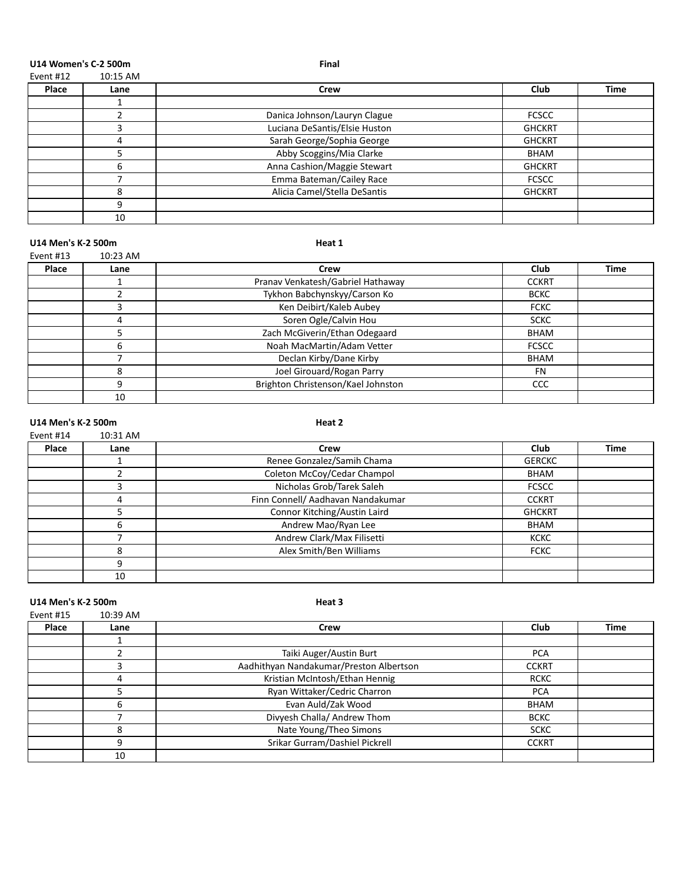**U14 Women's C-2 500m** **Final**

Event #12 10:15 AM

| Place | Lane | Crew | Club | Time |
|---|---|---|---|---|
| | 1 | | | |
| | 2 | Danica Johnson/Lauryn Clague | FCSCC | |
| | 3 | Luciana DeSantis/Elsie Huston | GHCKRT | |
| | 4 | Sarah George/Sophia George | GHCKRT | |
| | 5 | Abby Scoggins/Mia Clarke | BHAM | |
| | 6 | Anna Cashion/Maggie Stewart | GHCKRT | |
| | 7 | Emma Bateman/Cailey Race | FCSCC | |
| | 8 | Alicia Camel/Stella DeSantis | GHCKRT | |
| | 9 | | | |
| | 10 | | | |

**U14 Men's K-2 500m** **Heat 1**

Event #13 10:23 AM

| Place | Lane | Crew | Club | Time |
|---|---|---|---|---|
| | 1 | Pranav Venkatesh/Gabriel Hathaway | CCKRT | |
| | 2 | Tykhon Babchynskyy/Carson Ko | BCKC | |
| | 3 | Ken Deibirt/Kaleb Aubey | FCKC | |
| | 4 | Soren Ogle/Calvin Hou | SCKC | |
| | 5 | Zach McGiverin/Ethan Odegaard | BHAM | |
| | 6 | Noah MacMartin/Adam Vetter | FCSCC | |
| | 7 | Declan Kirby/Dane Kirby | BHAM | |
| | 8 | Joel Girouard/Rogan Parry | FN | |
| | 9 | Brighton Christenson/Kael Johnston | CCC | |
| | 10 | | | |

**U14 Men's K-2 500m** **Heat 2**

Event #14 10:31 AM

| Place | Lane | Crew | Club | Time |
|---|---|---|---|---|
| | 1 | Renee Gonzalez/Samih Chama | GERCKC | |
| | 2 | Coleton McCoy/Cedar Champol | BHAM | |
| | 3 | Nicholas Grob/Tarek Saleh | FCSCC | |
| | 4 | Finn Connell/ Aadhavan Nandakumar | CCKRT | |
| | 5 | Connor Kitching/Austin Laird | GHCKRT | |
| | 6 | Andrew Mao/Ryan Lee | BHAM | |
| | 7 | Andrew Clark/Max Filisetti | KCKC | |
| | 8 | Alex Smith/Ben Williams | FCKC | |
| | 9 | | | |
| | 10 | | | |

**U14 Men's K-2 500m** **Heat 3**

Event #15 10:39 AM

| Place | Lane | Crew | Club | Time |
|---|---|---|---|---|
| | 1 | | | |
| | 2 | Taiki Auger/Austin Burt | PCA | |
| | 3 | Aadhithyan Nandakumar/Preston Albertson | CCKRT | |
| | 4 | Kristian McIntosh/Ethan Hennig | RCKC | |
| | 5 | Ryan Wittaker/Cedric Charron | PCA | |
| | 6 | Evan Auld/Zak Wood | BHAM | |
| | 7 | Divyesh Challa/ Andrew Thom | BCKC | |
| | 8 | Nate Young/Theo Simons | SCKC | |
| | 9 | Srikar Gurram/Dashiel Pickrell | CCKRT | |
| | 10 | | | |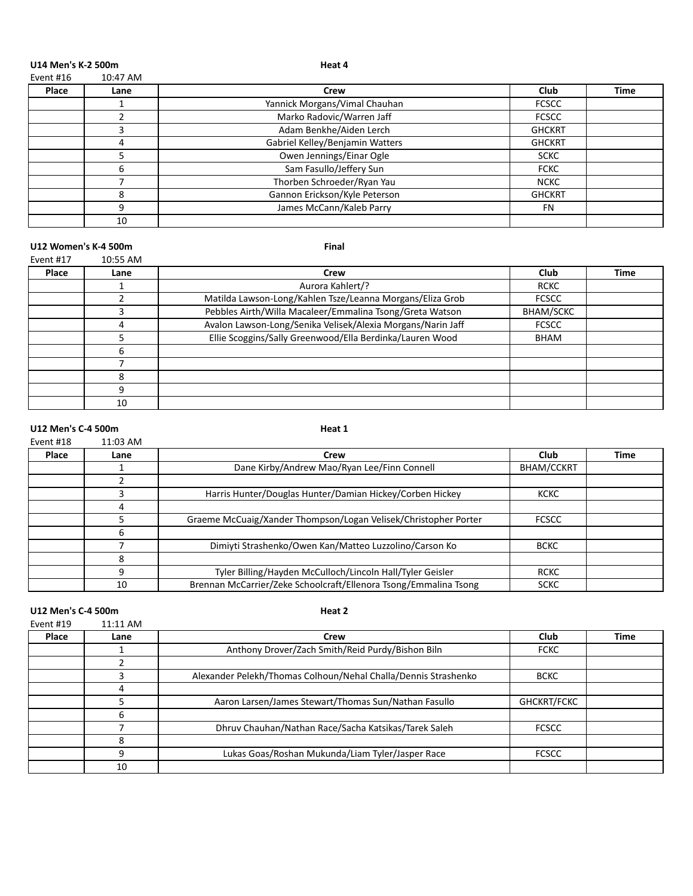**U14 Men's K-2 500m** **Heat 4**

Event #16 10:47 AM

| Place | Lane | Crew | Club | Time |
|---|---|---|---|---|
| | 1 | Yannick Morgans/Vimal Chauhan | FCSCC | |
| | 2 | Marko Radovic/Warren Jaff | FCSCC | |
| | 3 | Adam Benkhe/Aiden Lerch | GHCKRT | |
| | 4 | Gabriel Kelley/Benjamin Watters | GHCKRT | |
| | 5 | Owen Jennings/Einar Ogle | SCKC | |
| | 6 | Sam Fasullo/Jeffery Sun | FCKC | |
| | 7 | Thorben Schroeder/Ryan Yau | NCKC | |
| | 8 | Gannon Erickson/Kyle Peterson | GHCKRT | |
| | 9 | James McCann/Kaleb Parry | FN | |
| | 10 | | | |

**U12 Women's K-4 500m** **Final**

Event #17 10:55 AM

| Place | Lane | Crew | Club | Time |
|---|---|---|---|---|
| | 1 | Aurora Kahlert/? | RCKC | |
| | 2 | Matilda Lawson-Long/Kahlen Tsze/Leanna Morgans/Eliza Grob | FCSCC | |
| | 3 | Pebbles Airth/Willa Macaleer/Emmalina Tsong/Greta Watson | BHAM/SCKC | |
| | 4 | Avalon Lawson-Long/Senika Velisek/Alexia Morgans/Narin Jaff | FCSCC | |
| | 5 | Ellie Scoggins/Sally Greenwood/Ella Berdinka/Lauren Wood | BHAM | |
| | 6 | | | |
| | 7 | | | |
| | 8 | | | |
| | 9 | | | |
| | 10 | | | |

**U12 Men's C-4 500m** **Heat 1**

Event #18 11:03 AM

| Place | Lane | Crew | Club | Time |
|---|---|---|---|---|
| | 1 | Dane Kirby/Andrew Mao/Ryan Lee/Finn Connell | BHAM/CCKRT | |
| | 2 | | | |
| | 3 | Harris Hunter/Douglas Hunter/Damian Hickey/Corben Hickey | KCKC | |
| | 4 | | | |
| | 5 | Graeme McCuaig/Xander Thompson/Logan Velisek/Christopher Porter | FCSCC | |
| | 6 | | | |
| | 7 | Dimiyti Strashenko/Owen Kan/Matteo Luzzolino/Carson Ko | BCKC | |
| | 8 | | | |
| | 9 | Tyler Billing/Hayden McCulloch/Lincoln Hall/Tyler Geisler | RCKC | |
| | 10 | Brennan McCarrier/Zeke Schoolcraft/Ellenora Tsong/Emmalina Tsong | SCKC | |

**U12 Men's C-4 500m** **Heat 2**

Event #19 11:11 AM

| Place | Lane | Crew | Club | Time |
|---|---|---|---|---|
| | 1 | Anthony Drover/Zach Smith/Reid Purdy/Bishon Biln | FCKC | |
| | 2 | | | |
| | 3 | Alexander Pelekh/Thomas Colhoun/Nehal Challa/Dennis Strashenko | BCKC | |
| | 4 | | | |
| | 5 | Aaron Larsen/James Stewart/Thomas Sun/Nathan Fasullo | GHCKRT/FCKC | |
| | 6 | | | |
| | 7 | Dhruv Chauhan/Nathan Race/Sacha Katsikas/Tarek Saleh | FCSCC | |
| | 8 | | | |
| | 9 | Lukas Goas/Roshan Mukunda/Liam Tyler/Jasper Race | FCSCC | |
| | 10 | | | |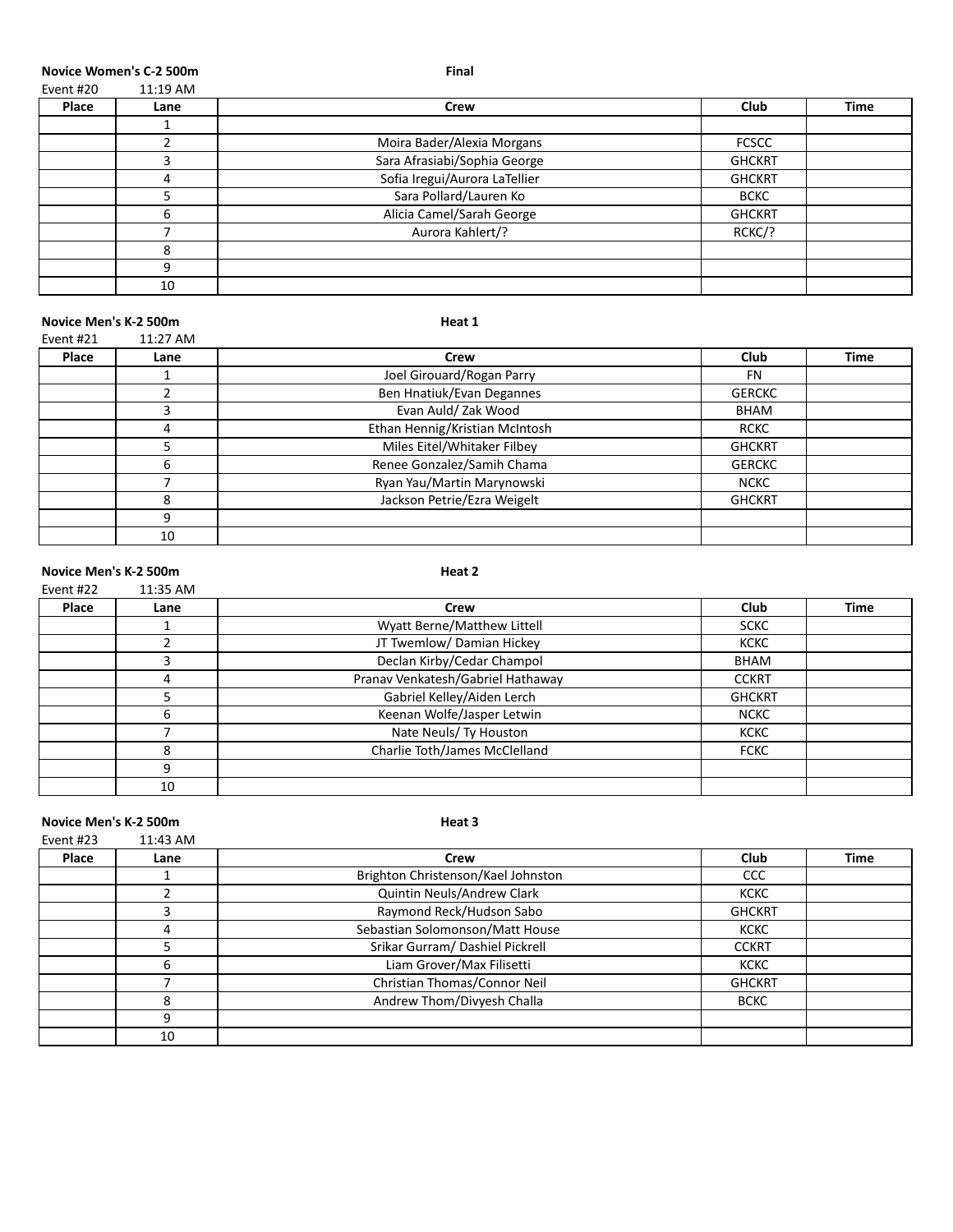**Novice Women's C-2 500m** **Final**

Event #20 11:19 AM

| Place | Lane | Crew | Club | Time |
|---|---|---|---|---|
| | 1 | | | |
| | 2 | Moira Bader/Alexia Morgans | FCSCC | |
| | 3 | Sara Afrasiabi/Sophia George | GHCKRT | |
| | 4 | Sofia Iregui/Aurora LaTellier | GHCKRT | |
| | 5 | Sara Pollard/Lauren Ko | BCKC | |
| | 6 | Alicia Camel/Sarah George | GHCKRT | |
| | 7 | Aurora Kahlert/? | RCKC/? | |
| | 8 | | | |
| | 9 | | | |
| | 10 | | | |

**Novice Men's K-2 500m** **Heat 1**

Event #21 11:27 AM

| Place | Lane | Crew | Club | Time |
|---|---|---|---|---|
| | 1 | Joel Girouard/Rogan Parry | FN | |
| | 2 | Ben Hnatiuk/Evan Degannes | GERCKC | |
| | 3 | Evan Auld/ Zak Wood | BHAM | |
| | 4 | Ethan Hennig/Kristian McIntosh | RCKC | |
| | 5 | Miles Eitel/Whitaker Filbey | GHCKRT | |
| | 6 | Renee Gonzalez/Samih Chama | GERCKC | |
| | 7 | Ryan Yau/Martin Marynowski | NCKC | |
| | 8 | Jackson Petrie/Ezra Weigelt | GHCKRT | |
| | 9 | | | |
| | 10 | | | |

**Novice Men's K-2 500m** **Heat 2**

Event #22 11:35 AM

| Place | Lane | Crew | Club | Time |
|---|---|---|---|---|
| | 1 | Wyatt Berne/Matthew Littell | SCKC | |
| | 2 | JT Twemlow/ Damian Hickey | KCKC | |
| | 3 | Declan Kirby/Cedar Champol | BHAM | |
| | 4 | Pranav Venkatesh/Gabriel Hathaway | CCKRT | |
| | 5 | Gabriel Kelley/Aiden Lerch | GHCKRT | |
| | 6 | Keenan Wolfe/Jasper Letwin | NCKC | |
| | 7 | Nate Neuls/ Ty Houston | KCKC | |
| | 8 | Charlie Toth/James McClelland | FCKC | |
| | 9 | | | |
| | 10 | | | |

**Novice Men's K-2 500m** **Heat 3**

Event #23 11:43 AM

| Place | Lane | Crew | Club | Time |
|---|---|---|---|---|
| | 1 | Brighton Christenson/Kael Johnston | CCC | |
| | 2 | Quintin Neuls/Andrew Clark | KCKC | |
| | 3 | Raymond Reck/Hudson Sabo | GHCKRT | |
| | 4 | Sebastian Solomonson/Matt House | KCKC | |
| | 5 | Srikar Gurram/ Dashiel Pickrell | CCKRT | |
| | 6 | Liam Grover/Max Filisetti | KCKC | |
| | 7 | Christian Thomas/Connor Neil | GHCKRT | |
| | 8 | Andrew Thom/Divyesh Challa | BCKC | |
| | 9 | | | |
| | 10 | | | |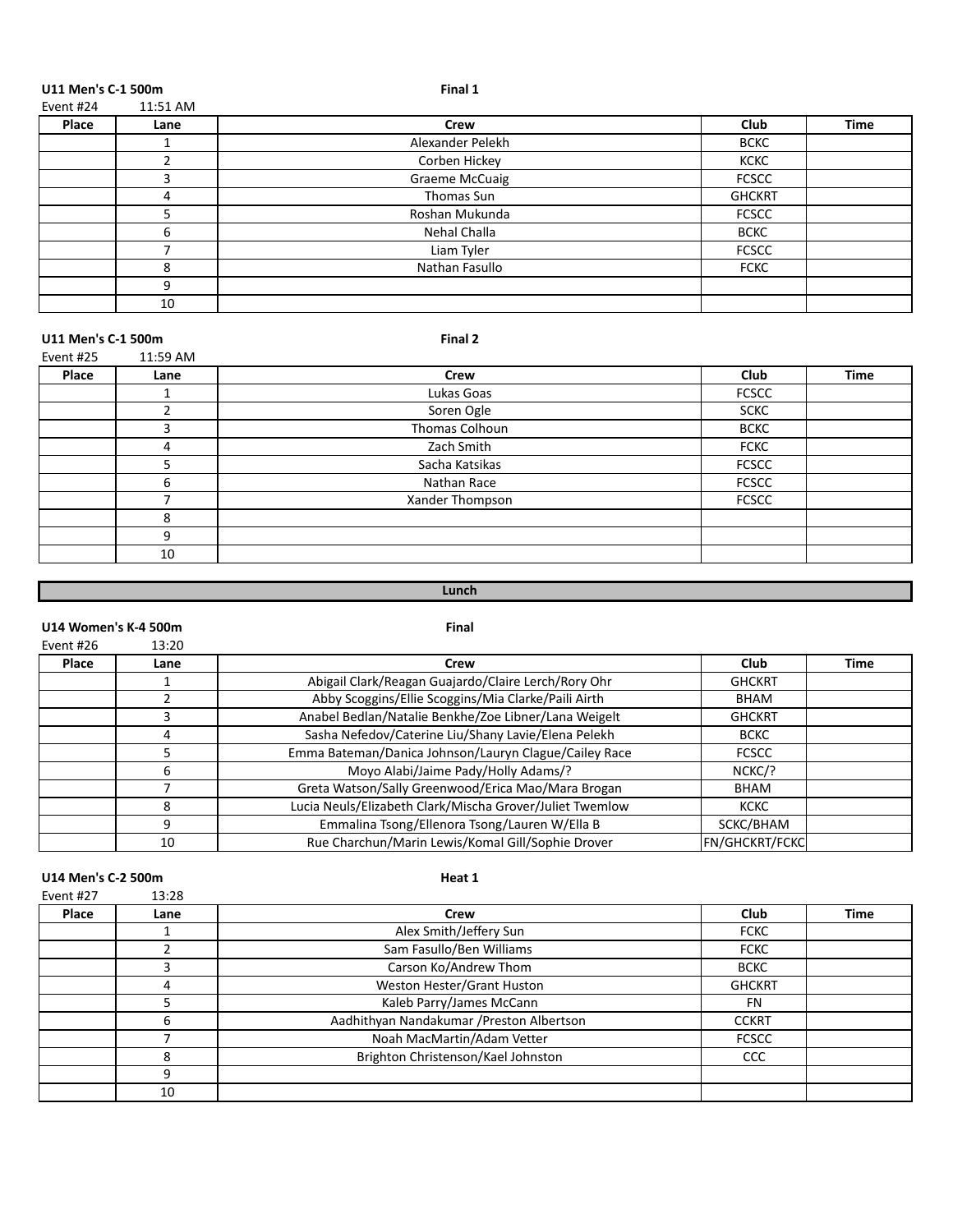**U11 Men's C-1 500m** — **Final 1**

Event #24 — 11:51 AM

| Place | Lane | Crew | Club | Time |
|---|---|---|---|---|
| | 1 | Alexander Pelekh | BCKC | |
| | 2 | Corben Hickey | KCKC | |
| | 3 | Graeme McCuaig | FCSCC | |
| | 4 | Thomas Sun | GHCKRT | |
| | 5 | Roshan Mukunda | FCSCC | |
| | 6 | Nehal Challa | BCKC | |
| | 7 | Liam Tyler | FCSCC | |
| | 8 | Nathan Fasullo | FCKC | |
| | 9 | | | |
| | 10 | | | |

**U11 Men's C-1 500m** — **Final 2**

Event #25 — 11:59 AM

| Place | Lane | Crew | Club | Time |
|---|---|---|---|---|
| | 1 | Lukas Goas | FCSCC | |
| | 2 | Soren Ogle | SCKC | |
| | 3 | Thomas Colhoun | BCKC | |
| | 4 | Zach Smith | FCKC | |
| | 5 | Sacha Katsikas | FCSCC | |
| | 6 | Nathan Race | FCSCC | |
| | 7 | Xander Thompson | FCSCC | |
| | 8 | | | |
| | 9 | | | |
| | 10 | | | |

**Lunch**

**U14 Women's K-4 500m** — **Final**

Event #26 — 13:20

| Place | Lane | Crew | Club | Time |
|---|---|---|---|---|
| | 1 | Abigail Clark/Reagan Guajardo/Claire Lerch/Rory Ohr | GHCKRT | |
| | 2 | Abby Scoggins/Ellie Scoggins/Mia Clarke/Paili Airth | BHAM | |
| | 3 | Anabel Bedlan/Natalie Benkhe/Zoe Libner/Lana Weigelt | GHCKRT | |
| | 4 | Sasha Nefedov/Caterine Liu/Shany Lavie/Elena Pelekh | BCKC | |
| | 5 | Emma Bateman/Danica Johnson/Lauryn Clague/Cailey Race | FCSCC | |
| | 6 | Moyo Alabi/Jaime Pady/Holly Adams/? | NCKC/? | |
| | 7 | Greta Watson/Sally Greenwood/Erica Mao/Mara Brogan | BHAM | |
| | 8 | Lucia Neuls/Elizabeth Clark/Mischa Grover/Juliet Twemlow | KCKC | |
| | 9 | Emmalina Tsong/Ellenora Tsong/Lauren W/Ella B | SCKC/BHAM | |
| | 10 | Rue Charchun/Marin Lewis/Komal Gill/Sophie Drover | FN/GHCKRT/FCKC | |

**U14 Men's C-2 500m** — **Heat 1**

Event #27 — 13:28

| Place | Lane | Crew | Club | Time |
|---|---|---|---|---|
| | 1 | Alex Smith/Jeffery Sun | FCKC | |
| | 2 | Sam Fasullo/Ben Williams | FCKC | |
| | 3 | Carson Ko/Andrew Thom | BCKC | |
| | 4 | Weston Hester/Grant Huston | GHCKRT | |
| | 5 | Kaleb Parry/James McCann | FN | |
| | 6 | Aadhithyan Nandakumar /Preston Albertson | CCKRT | |
| | 7 | Noah MacMartin/Adam Vetter | FCSCC | |
| | 8 | Brighton Christenson/Kael Johnston | CCC | |
| | 9 | | | |
| | 10 | | | |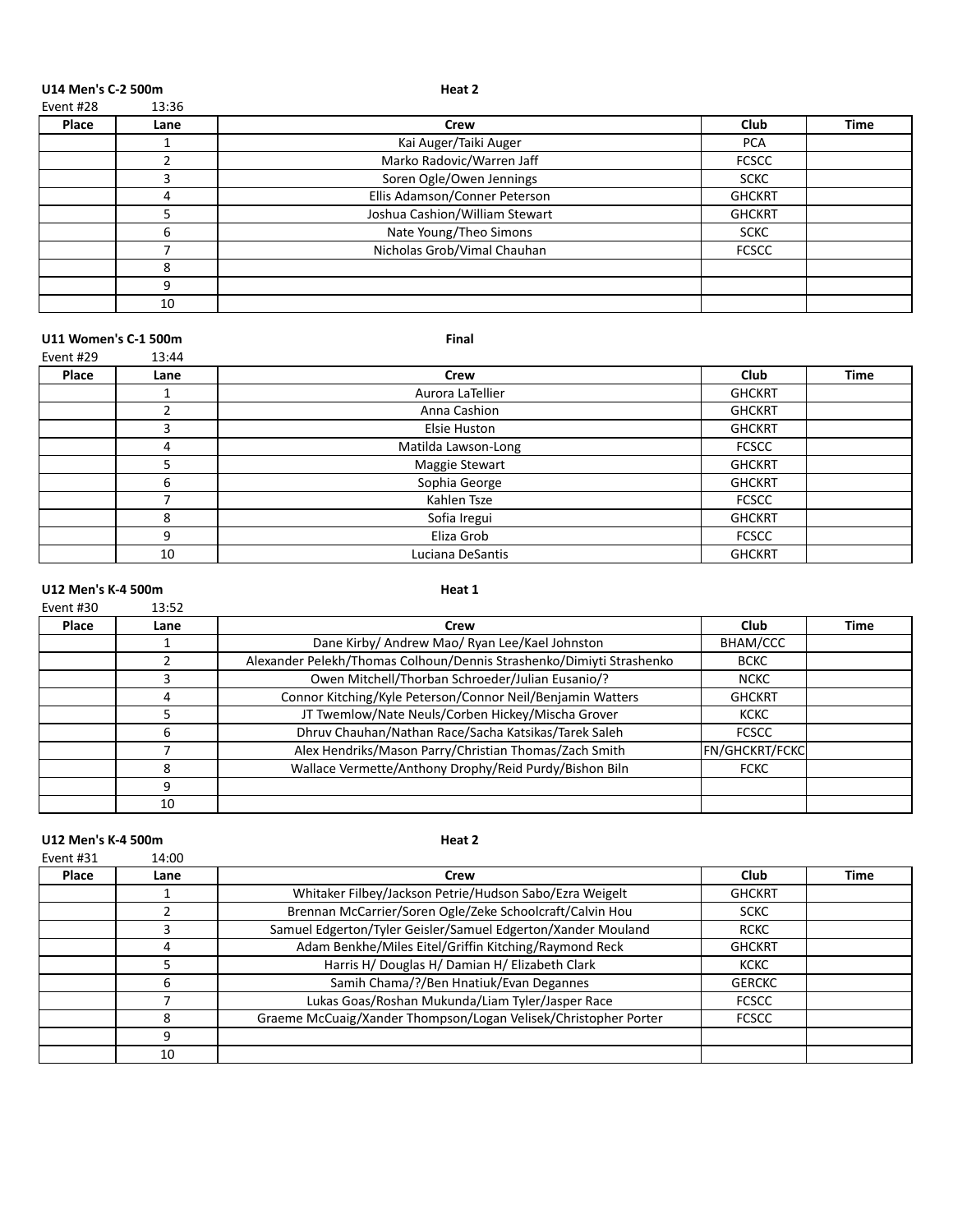**U14 Men's C-2 500m** **Heat 2**

Event #28 13:36

| Place | Lane | Crew | Club | Time |
|---|---|---|---|---|
| | 1 | Kai Auger/Taiki Auger | PCA | |
| | 2 | Marko Radovic/Warren Jaff | FCSCC | |
| | 3 | Soren Ogle/Owen Jennings | SCKC | |
| | 4 | Ellis Adamson/Conner Peterson | GHCKRT | |
| | 5 | Joshua Cashion/William Stewart | GHCKRT | |
| | 6 | Nate Young/Theo Simons | SCKC | |
| | 7 | Nicholas Grob/Vimal Chauhan | FCSCC | |
| | 8 | | | |
| | 9 | | | |
| | 10 | | | |

**U11 Women's C-1 500m** **Final**

Event #29 13:44

| Place | Lane | Crew | Club | Time |
|---|---|---|---|---|
| | 1 | Aurora LaTellier | GHCKRT | |
| | 2 | Anna Cashion | GHCKRT | |
| | 3 | Elsie Huston | GHCKRT | |
| | 4 | Matilda Lawson-Long | FCSCC | |
| | 5 | Maggie Stewart | GHCKRT | |
| | 6 | Sophia George | GHCKRT | |
| | 7 | Kahlen Tsze | FCSCC | |
| | 8 | Sofia Iregui | GHCKRT | |
| | 9 | Eliza Grob | FCSCC | |
| | 10 | Luciana DeSantis | GHCKRT | |

**U12 Men's K-4 500m** **Heat 1**

Event #30 13:52

| Place | Lane | Crew | Club | Time |
|---|---|---|---|---|
| | 1 | Dane Kirby/ Andrew Mao/ Ryan Lee/Kael Johnston | BHAM/CCC | |
| | 2 | Alexander Pelekh/Thomas Colhoun/Dennis Strashenko/Dimiyti Strashenko | BCKC | |
| | 3 | Owen Mitchell/Thorban Schroeder/Julian Eusanio/? | NCKC | |
| | 4 | Connor Kitching/Kyle Peterson/Connor Neil/Benjamin Watters | GHCKRT | |
| | 5 | JT Twemlow/Nate Neuls/Corben Hickey/Mischa Grover | KCKC | |
| | 6 | Dhruv Chauhan/Nathan Race/Sacha Katsikas/Tarek Saleh | FCSCC | |
| | 7 | Alex Hendriks/Mason Parry/Christian Thomas/Zach Smith | FN/GHCKRT/FCKC | |
| | 8 | Wallace Vermette/Anthony Drophy/Reid Purdy/Bishon Biln | FCKC | |
| | 9 | | | |
| | 10 | | | |

**U12 Men's K-4 500m** **Heat 2**

Event #31 14:00

| Place | Lane | Crew | Club | Time |
|---|---|---|---|---|
| | 1 | Whitaker Filbey/Jackson Petrie/Hudson Sabo/Ezra Weigelt | GHCKRT | |
| | 2 | Brennan McCarrier/Soren Ogle/Zeke Schoolcraft/Calvin Hou | SCKC | |
| | 3 | Samuel Edgerton/Tyler Geisler/Samuel Edgerton/Xander Mouland | RCKC | |
| | 4 | Adam Benkhe/Miles Eitel/Griffin Kitching/Raymond Reck | GHCKRT | |
| | 5 | Harris H/ Douglas H/ Damian H/ Elizabeth Clark | KCKC | |
| | 6 | Samih Chama/?/Ben Hnatiuk/Evan Degannes | GERCKC | |
| | 7 | Lukas Goas/Roshan Mukunda/Liam Tyler/Jasper Race | FCSCC | |
| | 8 | Graeme McCuaig/Xander Thompson/Logan Velisek/Christopher Porter | FCSCC | |
| | 9 | | | |
| | 10 | | | |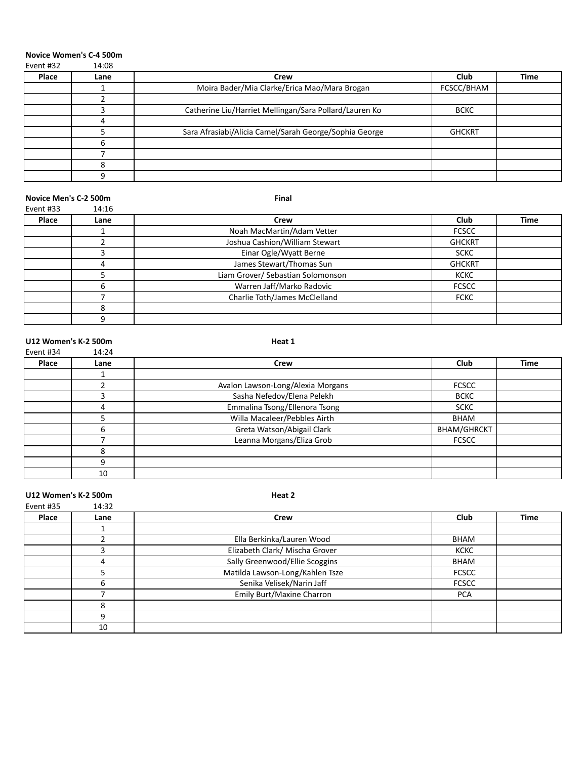**Novice Women's C-4 500m**

Event #32 14:08

| Place | Lane | Crew | Club | Time |
|---|---|---|---|---|
| | 1 | Moira Bader/Mia Clarke/Erica Mao/Mara Brogan | FCSCC/BHAM | |
| | 2 | | | |
| | 3 | Catherine Liu/Harriet Mellingan/Sara Pollard/Lauren Ko | BCKC | |
| | 4 | | | |
| | 5 | Sara Afrasiabi/Alicia Camel/Sarah George/Sophia George | GHCKRT | |
| | 6 | | | |
| | 7 | | | |
| | 8 | | | |
| | 9 | | | |

**Novice Men's C-2 500m** **Final**

Event #33 14:16

| Place | Lane | Crew | Club | Time |
|---|---|---|---|---|
| | 1 | Noah MacMartin/Adam Vetter | FCSCC | |
| | 2 | Joshua Cashion/William Stewart | GHCKRT | |
| | 3 | Einar Ogle/Wyatt Berne | SCKC | |
| | 4 | James Stewart/Thomas Sun | GHCKRT | |
| | 5 | Liam Grover/ Sebastian Solomonson | KCKC | |
| | 6 | Warren Jaff/Marko Radovic | FCSCC | |
| | 7 | Charlie Toth/James McClelland | FCKC | |
| | 8 | | | |
| | 9 | | | |

**U12 Women's K-2 500m** **Heat 1**

Event #34 14:24

| Place | Lane | Crew | Club | Time |
|---|---|---|---|---|
| | 1 | | | |
| | 2 | Avalon Lawson-Long/Alexia Morgans | FCSCC | |
| | 3 | Sasha Nefedov/Elena Pelekh | BCKC | |
| | 4 | Emmalina Tsong/Ellenora Tsong | SCKC | |
| | 5 | Willa Macaleer/Pebbles Airth | BHAM | |
| | 6 | Greta Watson/Abigail Clark | BHAM/GHRCKT | |
| | 7 | Leanna Morgans/Eliza Grob | FCSCC | |
| | 8 | | | |
| | 9 | | | |
| | 10 | | | |

**U12 Women's K-2 500m** **Heat 2**

Event #35 14:32

| Place | Lane | Crew | Club | Time |
|---|---|---|---|---|
| | 1 | | | |
| | 2 | Ella Berkinka/Lauren Wood | BHAM | |
| | 3 | Elizabeth Clark/ Mischa Grover | KCKC | |
| | 4 | Sally Greenwood/Ellie Scoggins | BHAM | |
| | 5 | Matilda Lawson-Long/Kahlen Tsze | FCSCC | |
| | 6 | Senika Velisek/Narin Jaff | FCSCC | |
| | 7 | Emily Burt/Maxine Charron | PCA | |
| | 8 | | | |
| | 9 | | | |
| | 10 | | | |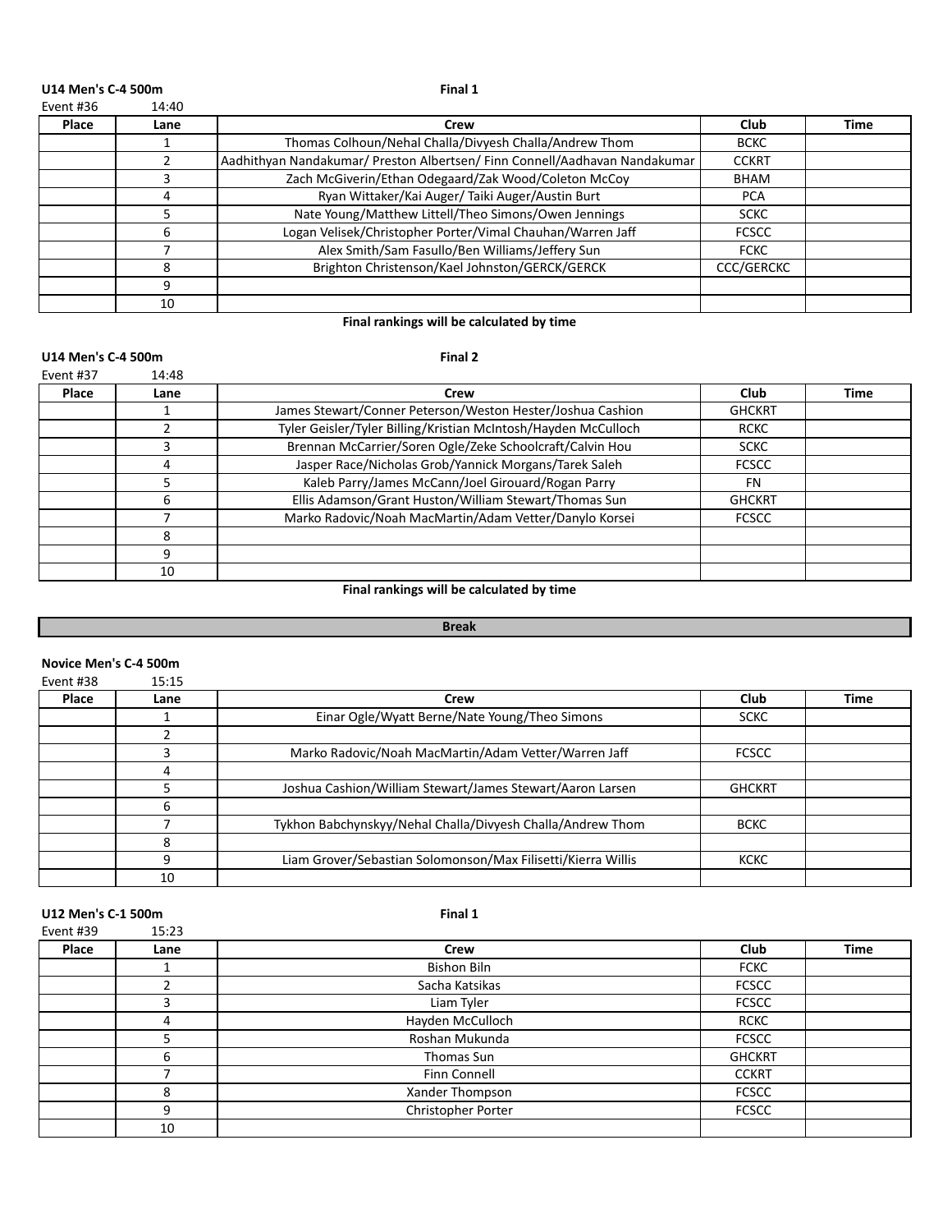**U14 Men's C-4 500m** **Final 1**

Event #36 14:40

| Place | Lane | Crew | Club | Time |
|---|---|---|---|---|
| | 1 | Thomas Colhoun/Nehal Challa/Divyesh Challa/Andrew Thom | BCKC | |
| | 2 | Aadhithyan Nandakumar/ Preston Albertsen/ Finn Connell/Aadhavan Nandakumar | CCKRT | |
| | 3 | Zach McGiverin/Ethan Odegaard/Zak Wood/Coleton McCoy | BHAM | |
| | 4 | Ryan Wittaker/Kai Auger/ Taiki Auger/Austin Burt | PCA | |
| | 5 | Nate Young/Matthew Littell/Theo Simons/Owen Jennings | SCKC | |
| | 6 | Logan Velisek/Christopher Porter/Vimal Chauhan/Warren Jaff | FCSCC | |
| | 7 | Alex Smith/Sam Fasullo/Ben Williams/Jeffery Sun | FCKC | |
| | 8 | Brighton Christenson/Kael Johnston/GERCK/GERCK | CCC/GERCKC | |
| | 9 | | | |
| | 10 | | | |

**Final rankings will be calculated by time**

**U14 Men's C-4 500m** **Final 2**

Event #37 14:48

| Place | Lane | Crew | Club | Time |
|---|---|---|---|---|
| | 1 | James Stewart/Conner Peterson/Weston Hester/Joshua Cashion | GHCKRT | |
| | 2 | Tyler Geisler/Tyler Billing/Kristian McIntosh/Hayden McCulloch | RCKC | |
| | 3 | Brennan McCarrier/Soren Ogle/Zeke Schoolcraft/Calvin Hou | SCKC | |
| | 4 | Jasper Race/Nicholas Grob/Yannick Morgans/Tarek Saleh | FCSCC | |
| | 5 | Kaleb Parry/James McCann/Joel Girouard/Rogan Parry | FN | |
| | 6 | Ellis Adamson/Grant Huston/William Stewart/Thomas Sun | GHCKRT | |
| | 7 | Marko Radovic/Noah MacMartin/Adam Vetter/Danylo Korsei | FCSCC | |
| | 8 | | | |
| | 9 | | | |
| | 10 | | | |

**Final rankings will be calculated by time**

**Break**

**Novice Men's C-4 500m**

Event #38 15:15

| Place | Lane | Crew | Club | Time |
|---|---|---|---|---|
| | 1 | Einar Ogle/Wyatt Berne/Nate Young/Theo Simons | SCKC | |
| | 2 | | | |
| | 3 | Marko Radovic/Noah MacMartin/Adam Vetter/Warren Jaff | FCSCC | |
| | 4 | | | |
| | 5 | Joshua Cashion/William Stewart/James Stewart/Aaron Larsen | GHCKRT | |
| | 6 | | | |
| | 7 | Tykhon Babchynskyy/Nehal Challa/Divyesh Challa/Andrew Thom | BCKC | |
| | 8 | | | |
| | 9 | Liam Grover/Sebastian Solomonson/Max Filisetti/Kierra Willis | KCKC | |
| | 10 | | | |

**U12 Men's C-1 500m** **Final 1**

Event #39 15:23

| Place | Lane | Crew | Club | Time |
|---|---|---|---|---|
| | 1 | Bishon Biln | FCKC | |
| | 2 | Sacha Katsikas | FCSCC | |
| | 3 | Liam Tyler | FCSCC | |
| | 4 | Hayden McCulloch | RCKC | |
| | 5 | Roshan Mukunda | FCSCC | |
| | 6 | Thomas Sun | GHCKRT | |
| | 7 | Finn Connell | CCKRT | |
| | 8 | Xander Thompson | FCSCC | |
| | 9 | Christopher Porter | FCSCC | |
| | 10 | | | |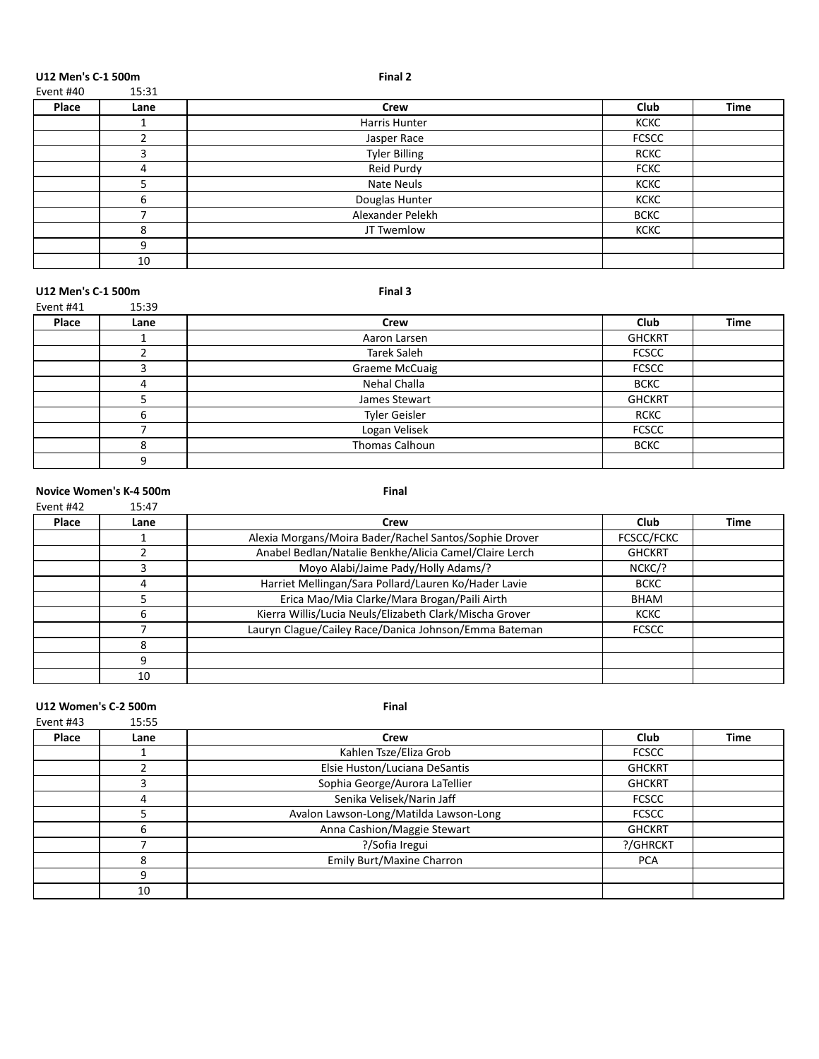**U12 Men's C-1 500m** **Final 2**

Event #40 15:31

| Place | Lane | Crew | Club | Time |
|---|---|---|---|---|
| | 1 | Harris Hunter | KCKC | |
| | 2 | Jasper Race | FCSCC | |
| | 3 | Tyler Billing | RCKC | |
| | 4 | Reid Purdy | FCKC | |
| | 5 | Nate Neuls | KCKC | |
| | 6 | Douglas Hunter | KCKC | |
| | 7 | Alexander Pelekh | BCKC | |
| | 8 | JT Twemlow | KCKC | |
| | 9 | | | |
| | 10 | | | |

**U12 Men's C-1 500m** **Final 3**

Event #41 15:39

| Place | Lane | Crew | Club | Time |
|---|---|---|---|---|
| | 1 | Aaron Larsen | GHCKRT | |
| | 2 | Tarek Saleh | FCSCC | |
| | 3 | Graeme McCuaig | FCSCC | |
| | 4 | Nehal Challa | BCKC | |
| | 5 | James Stewart | GHCKRT | |
| | 6 | Tyler Geisler | RCKC | |
| | 7 | Logan Velisek | FCSCC | |
| | 8 | Thomas Calhoun | BCKC | |
| | 9 | | | |

**Novice Women's K-4 500m** **Final**

Event #42 15:47

| Place | Lane | Crew | Club | Time |
|---|---|---|---|---|
| | 1 | Alexia Morgans/Moira Bader/Rachel Santos/Sophie Drover | FCSCC/FCKC | |
| | 2 | Anabel Bedlan/Natalie Benkhe/Alicia Camel/Claire Lerch | GHCKRT | |
| | 3 | Moyo Alabi/Jaime Pady/Holly Adams/? | NCKC/? | |
| | 4 | Harriet Mellingan/Sara Pollard/Lauren Ko/Hader Lavie | BCKC | |
| | 5 | Erica Mao/Mia Clarke/Mara Brogan/Paili Airth | BHAM | |
| | 6 | Kierra Willis/Lucia Neuls/Elizabeth Clark/Mischa Grover | KCKC | |
| | 7 | Lauryn Clague/Cailey Race/Danica Johnson/Emma Bateman | FCSCC | |
| | 8 | | | |
| | 9 | | | |
| | 10 | | | |

**U12 Women's C-2 500m** **Final**

Event #43 15:55

| Place | Lane | Crew | Club | Time |
|---|---|---|---|---|
| | 1 | Kahlen Tsze/Eliza Grob | FCSCC | |
| | 2 | Elsie Huston/Luciana DeSantis | GHCKRT | |
| | 3 | Sophia George/Aurora LaTellier | GHCKRT | |
| | 4 | Senika Velisek/Narin Jaff | FCSCC | |
| | 5 | Avalon Lawson-Long/Matilda Lawson-Long | FCSCC | |
| | 6 | Anna Cashion/Maggie Stewart | GHCKRT | |
| | 7 | ?/Sofia Iregui | ?/GHRCKT | |
| | 8 | Emily Burt/Maxine Charron | PCA | |
| | 9 | | | |
| | 10 | | | |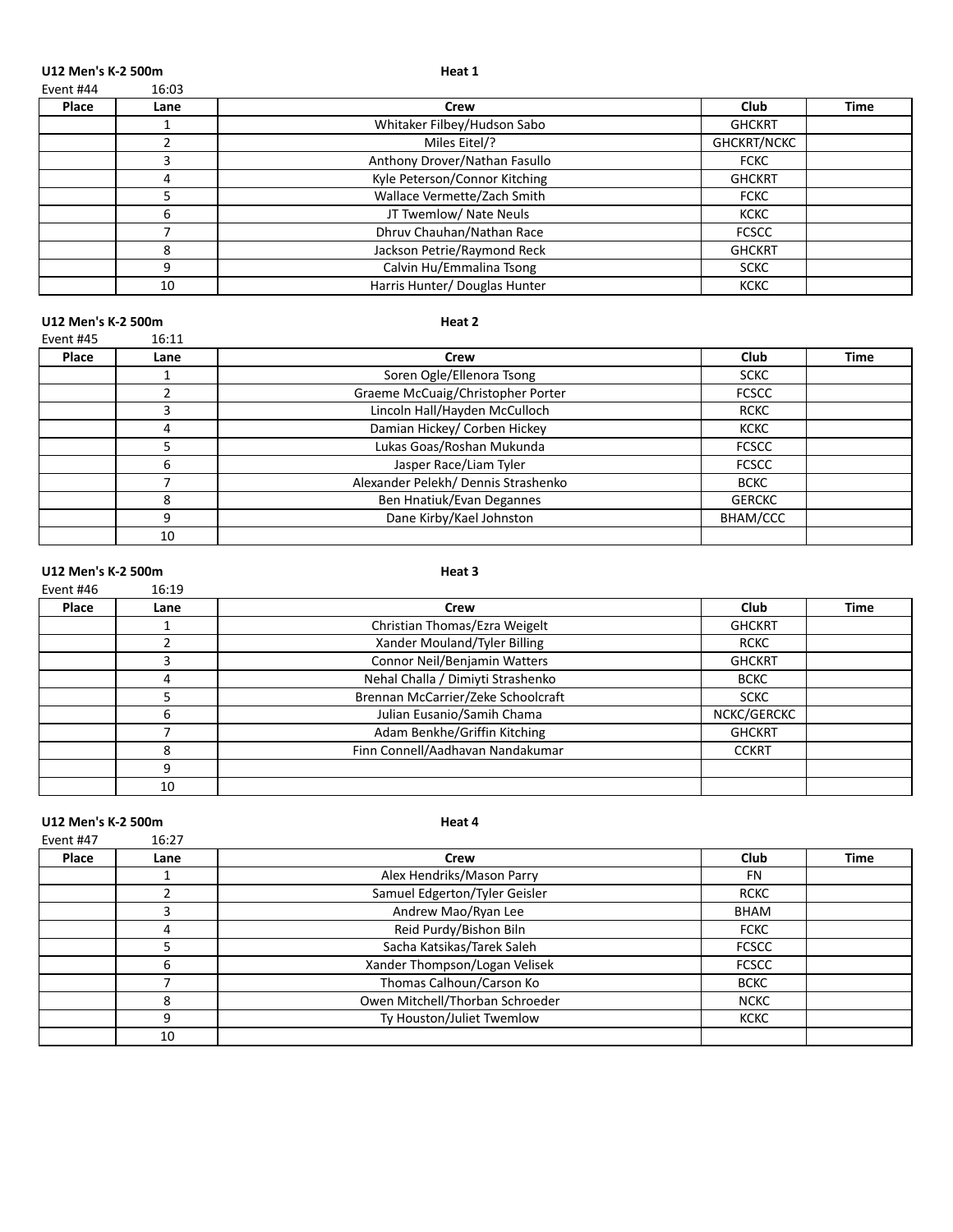**U12 Men's K-2 500m** **Heat 1**

Event #44 16:03

| Place | Lane | Crew | Club | Time |
|---|---|---|---|---|
| | 1 | Whitaker Filbey/Hudson Sabo | GHCKRT | |
| | 2 | Miles Eitel/? | GHCKRT/NCKC | |
| | 3 | Anthony Drover/Nathan Fasullo | FCKC | |
| | 4 | Kyle Peterson/Connor Kitching | GHCKRT | |
| | 5 | Wallace Vermette/Zach Smith | FCKC | |
| | 6 | JT Twemlow/ Nate Neuls | KCKC | |
| | 7 | Dhruv Chauhan/Nathan Race | FCSCC | |
| | 8 | Jackson Petrie/Raymond Reck | GHCKRT | |
| | 9 | Calvin Hu/Emmalina Tsong | SCKC | |
| | 10 | Harris Hunter/ Douglas Hunter | KCKC | |

**U12 Men's K-2 500m** **Heat 2**

Event #45 16:11

| Place | Lane | Crew | Club | Time |
|---|---|---|---|---|
| | 1 | Soren Ogle/Ellenora Tsong | SCKC | |
| | 2 | Graeme McCuaig/Christopher Porter | FCSCC | |
| | 3 | Lincoln Hall/Hayden McCulloch | RCKC | |
| | 4 | Damian Hickey/ Corben Hickey | KCKC | |
| | 5 | Lukas Goas/Roshan Mukunda | FCSCC | |
| | 6 | Jasper Race/Liam Tyler | FCSCC | |
| | 7 | Alexander Pelekh/ Dennis Strashenko | BCKC | |
| | 8 | Ben Hnatiuk/Evan Degannes | GERCKC | |
| | 9 | Dane Kirby/Kael Johnston | BHAM/CCC | |
| | 10 | | | |

**U12 Men's K-2 500m** **Heat 3**

Event #46 16:19

| Place | Lane | Crew | Club | Time |
|---|---|---|---|---|
| | 1 | Christian Thomas/Ezra Weigelt | GHCKRT | |
| | 2 | Xander Mouland/Tyler Billing | RCKC | |
| | 3 | Connor Neil/Benjamin Watters | GHCKRT | |
| | 4 | Nehal Challa / Dimiyti Strashenko | BCKC | |
| | 5 | Brennan McCarrier/Zeke Schoolcraft | SCKC | |
| | 6 | Julian Eusanio/Samih Chama | NCKC/GERCKC | |
| | 7 | Adam Benkhe/Griffin Kitching | GHCKRT | |
| | 8 | Finn Connell/Aadhavan Nandakumar | CCKRT | |
| | 9 | | | |
| | 10 | | | |

**U12 Men's K-2 500m** **Heat 4**

Event #47 16:27

| Place | Lane | Crew | Club | Time |
|---|---|---|---|---|
| | 1 | Alex Hendriks/Mason Parry | FN | |
| | 2 | Samuel Edgerton/Tyler Geisler | RCKC | |
| | 3 | Andrew Mao/Ryan Lee | BHAM | |
| | 4 | Reid Purdy/Bishon Biln | FCKC | |
| | 5 | Sacha Katsikas/Tarek Saleh | FCSCC | |
| | 6 | Xander Thompson/Logan Velisek | FCSCC | |
| | 7 | Thomas Calhoun/Carson Ko | BCKC | |
| | 8 | Owen Mitchell/Thorban Schroeder | NCKC | |
| | 9 | Ty Houston/Juliet Twemlow | KCKC | |
| | 10 | | | |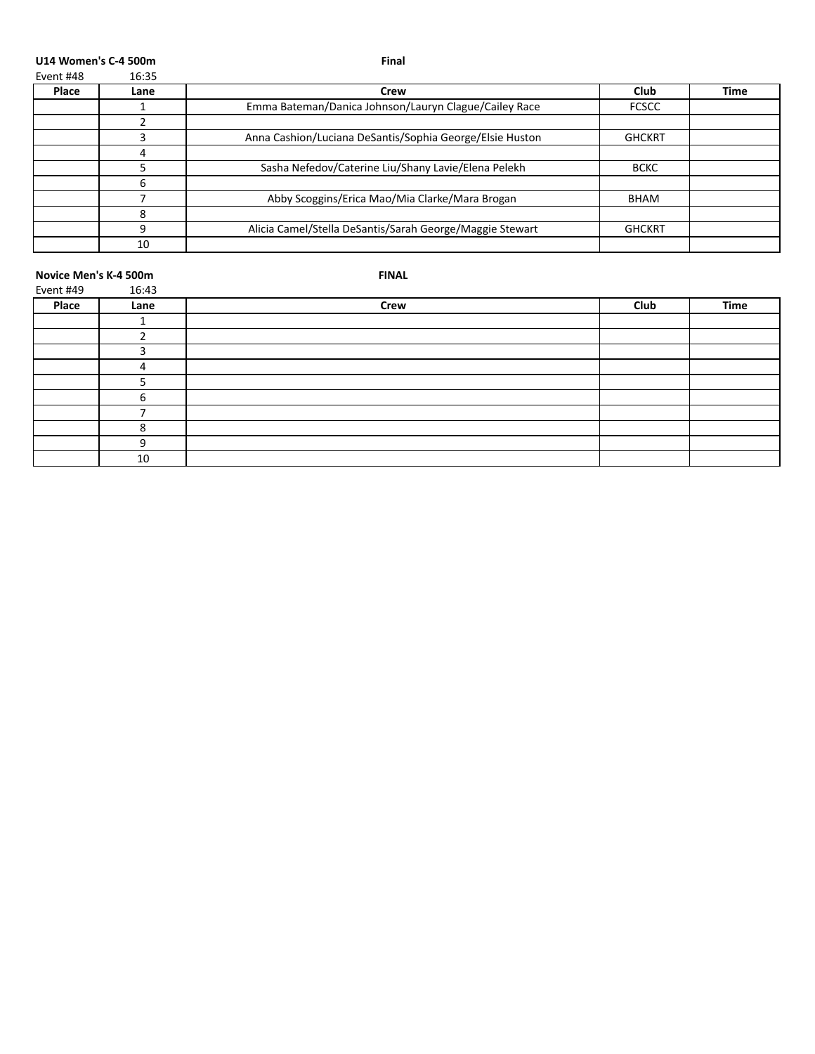**U14 Women's C-4 500m** **Final**

Event #48 16:35

| Place | Lane | Crew | Club | Time |
|---|---|---|---|---|
| | 1 | Emma Bateman/Danica Johnson/Lauryn Clague/Cailey Race | FCSCC | |
| | 2 | | | |
| | 3 | Anna Cashion/Luciana DeSantis/Sophia George/Elsie Huston | GHCKRT | |
| | 4 | | | |
| | 5 | Sasha Nefedov/Caterine Liu/Shany Lavie/Elena Pelekh | BCKC | |
| | 6 | | | |
| | 7 | Abby Scoggins/Erica Mao/Mia Clarke/Mara Brogan | BHAM | |
| | 8 | | | |
| | 9 | Alicia Camel/Stella DeSantis/Sarah George/Maggie Stewart | GHCKRT | |
| | 10 | | | |

**Novice Men's K-4 500m** **FINAL**

Event #49 16:43

| Place | Lane | Crew | Club | Time |
|---|---|---|---|---|
| | 1 | | | |
| | 2 | | | |
| | 3 | | | |
| | 4 | | | |
| | 5 | | | |
| | 6 | | | |
| | 7 | | | |
| | 8 | | | |
| | 9 | | | |
| | 10 | | | |